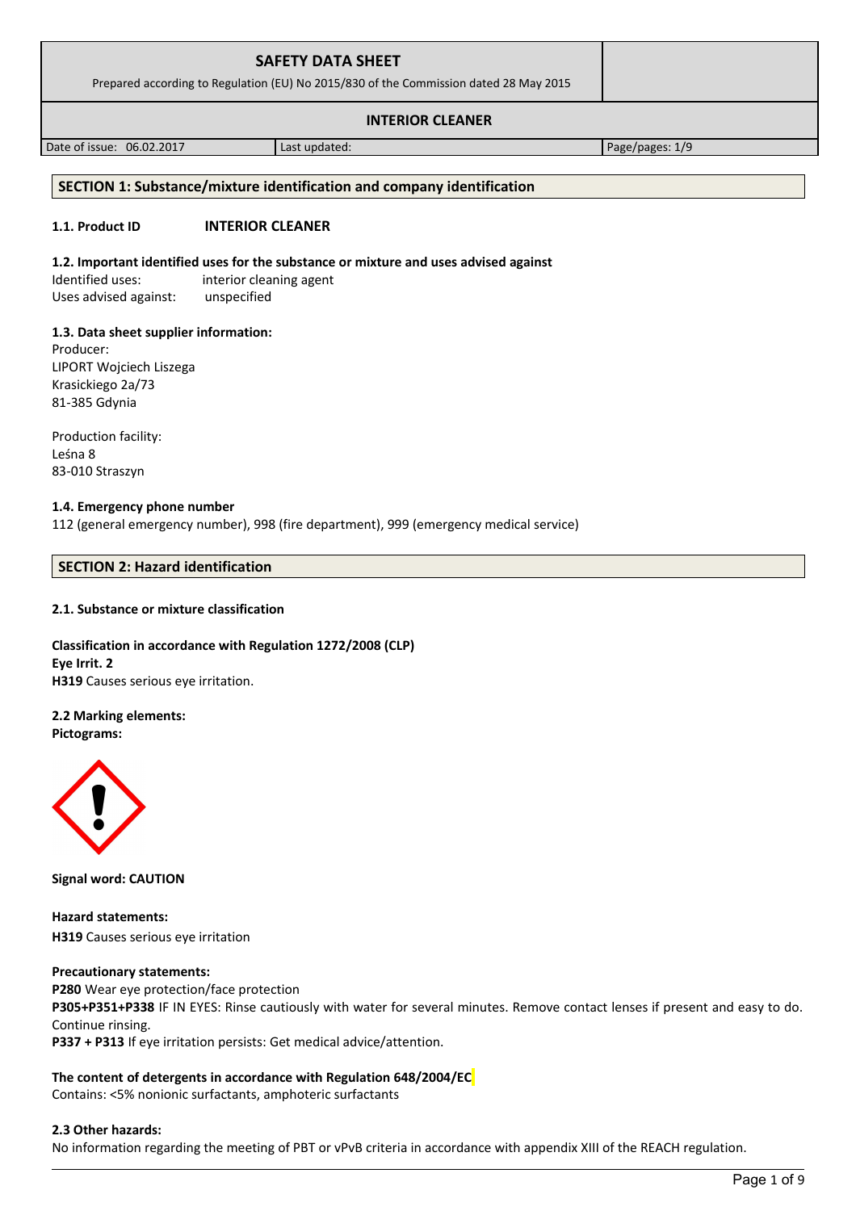# SAFETY DATA SHEET

Prepared according to Regulation (EU) No 2015/830 of the Commission dated 28 May 2015

**INTERIOR CLEANER**

| Date of issue: 06.02.2017 | Last updated: | Page/pages: 1/9 |
|---|---|---|

## SECTION 1: Substance/mixture identification and company identification

**1.1. Product ID** **INTERIOR CLEANER**

**1.2. Important identified uses for the substance or mixture and uses advised against**

Identified uses: interior cleaning agent
Uses advised against: unspecified

**1.3. Data sheet supplier information:**

Producer:
LIPORT Wojciech Liszega
Krasickiego 2a/73
81-385 Gdynia

Production facility:
Leśna 8
83-010 Straszyn

**1.4. Emergency phone number**

112 (general emergency number), 998 (fire department), 999 (emergency medical service)

## SECTION 2: Hazard identification

**2.1. Substance or mixture classification**

**Classification in accordance with Regulation 1272/2008 (CLP)**
**Eye Irrit. 2**
**H319** Causes serious eye irritation.

**2.2 Marking elements:**
**Pictograms:**

**Signal word: CAUTION**

**Hazard statements:**
**H319** Causes serious eye irritation

**Precautionary statements:**
**P280** Wear eye protection/face protection
**P305+P351+P338** IF IN EYES: Rinse cautiously with water for several minutes. Remove contact lenses if present and easy to do. Continue rinsing.
**P337 + P313** If eye irritation persists: Get medical advice/attention.

**The content of detergents in accordance with Regulation 648/2004/EC**
Contains: <5% nonionic surfactants, amphoteric surfactants

**2.3 Other hazards:**
No information regarding the meeting of PBT or vPvB criteria in accordance with appendix XIII of the REACH regulation.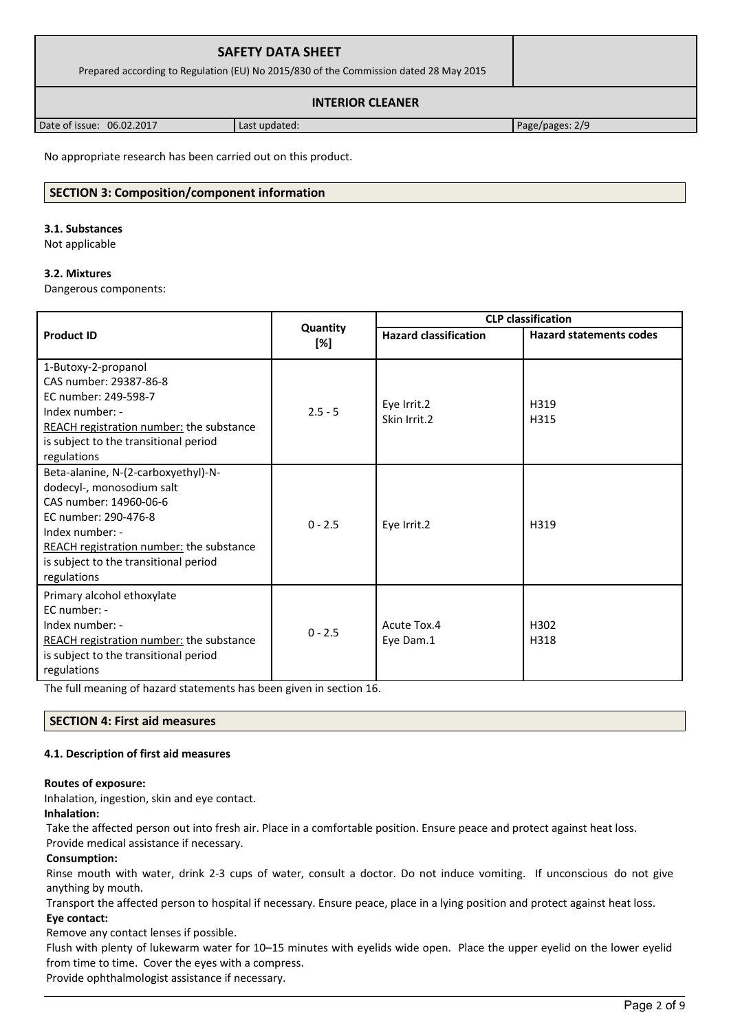No appropriate research has been carried out on this product.

## SECTION 3: Composition/component information

### 3.1. Substances

Not applicable

### 3.2. Mixtures

Dangerous components:

| Product ID | Quantity [%] | CLP classification | |
|---|---|---|---|
| | | **Hazard classification** | **Hazard statements codes** |
| 1-Butoxy-2-propanol<br>CAS number: 29387-86-8<br>EC number: 249-598-7<br>Index number: -<br>REACH registration number: the substance is subject to the transitional period regulations | 2.5 - 5 | Eye Irrit.2<br>Skin Irrit.2 | H319<br>H315 |
| Beta-alanine, N-(2-carboxyethyl)-N-dodecyl-, monosodium salt<br>CAS number: 14960-06-6<br>EC number: 290-476-8<br>Index number: -<br>REACH registration number: the substance is subject to the transitional period regulations | 0 - 2.5 | Eye Irrit.2 | H319 |
| Primary alcohol ethoxylate<br>EC number: -<br>Index number: -<br>REACH registration number: the substance is subject to the transitional period regulations | 0 - 2.5 | Acute Tox.4<br>Eye Dam.1 | H302<br>H318 |

The full meaning of hazard statements has been given in section 16.

## SECTION 4: First aid measures

### 4.1. Description of first aid measures

**Routes of exposure:**

Inhalation, ingestion, skin and eye contact.

**Inhalation:**

Take the affected person out into fresh air. Place in a comfortable position. Ensure peace and protect against heat loss.
Provide medical assistance if necessary.

**Consumption:**

Rinse mouth with water, drink 2-3 cups of water, consult a doctor. Do not induce vomiting. If unconscious do not give anything by mouth.

Transport the affected person to hospital if necessary. Ensure peace, place in a lying position and protect against heat loss.

**Eye contact:**

Remove any contact lenses if possible.

Flush with plenty of lukewarm water for 10–15 minutes with eyelids wide open. Place the upper eyelid on the lower eyelid from time to time. Cover the eyes with a compress.

Provide ophthalmologist assistance if necessary.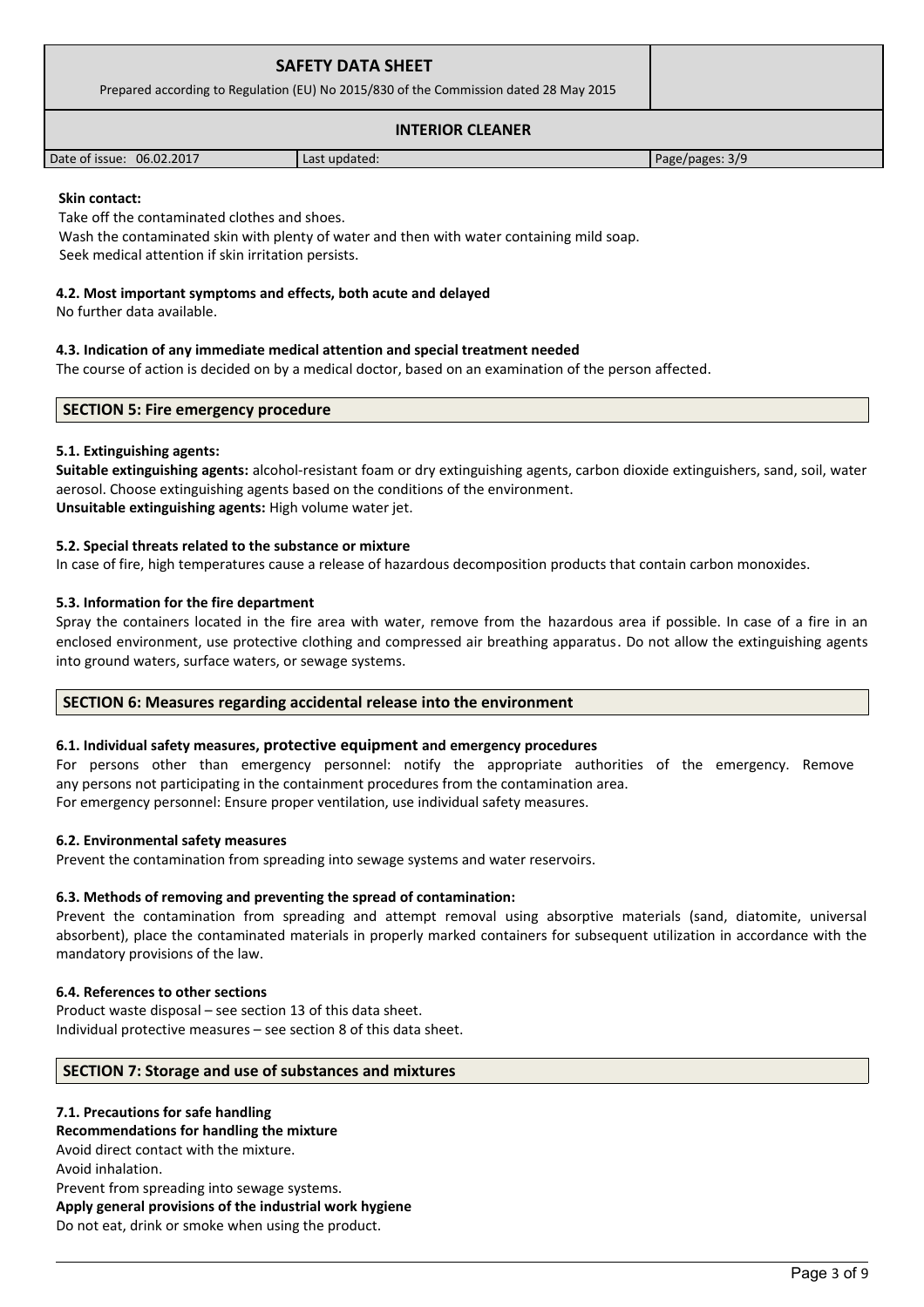**Skin contact:**

Take off the contaminated clothes and shoes.
Wash the contaminated skin with plenty of water and then with water containing mild soap.
Seek medical attention if skin irritation persists.

**4.2. Most important symptoms and effects, both acute and delayed**

No further data available.

**4.3. Indication of any immediate medical attention and special treatment needed**

The course of action is decided on by a medical doctor, based on an examination of the person affected.

## SECTION 5: Fire emergency procedure

**5.1. Extinguishing agents:**

**Suitable extinguishing agents:** alcohol-resistant foam or dry extinguishing agents, carbon dioxide extinguishers, sand, soil, water aerosol. Choose extinguishing agents based on the conditions of the environment.
**Unsuitable extinguishing agents:** High volume water jet.

**5.2. Special threats related to the substance or mixture**

In case of fire, high temperatures cause a release of hazardous decomposition products that contain carbon monoxides.

**5.3. Information for the fire department**

Spray the containers located in the fire area with water, remove from the hazardous area if possible. In case of a fire in an enclosed environment, use protective clothing and compressed air breathing apparatus. Do not allow the extinguishing agents into ground waters, surface waters, or sewage systems.

## SECTION 6: Measures regarding accidental release into the environment

**6.1. Individual safety measures, protective equipment and emergency procedures**

For persons other than emergency personnel: notify the appropriate authorities of the emergency. Remove any persons not participating in the containment procedures from the contamination area.
For emergency personnel: Ensure proper ventilation, use individual safety measures.

**6.2. Environmental safety measures**

Prevent the contamination from spreading into sewage systems and water reservoirs.

**6.3. Methods of removing and preventing the spread of contamination:**

Prevent the contamination from spreading and attempt removal using absorptive materials (sand, diatomite, universal absorbent), place the contaminated materials in properly marked containers for subsequent utilization in accordance with the mandatory provisions of the law.

**6.4. References to other sections**

Product waste disposal – see section 13 of this data sheet.
Individual protective measures – see section 8 of this data sheet.

## SECTION 7: Storage and use of substances and mixtures

**7.1. Precautions for safe handling**

**Recommendations for handling the mixture**

Avoid direct contact with the mixture.
Avoid inhalation.
Prevent from spreading into sewage systems.

**Apply general provisions of the industrial work hygiene**

Do not eat, drink or smoke when using the product.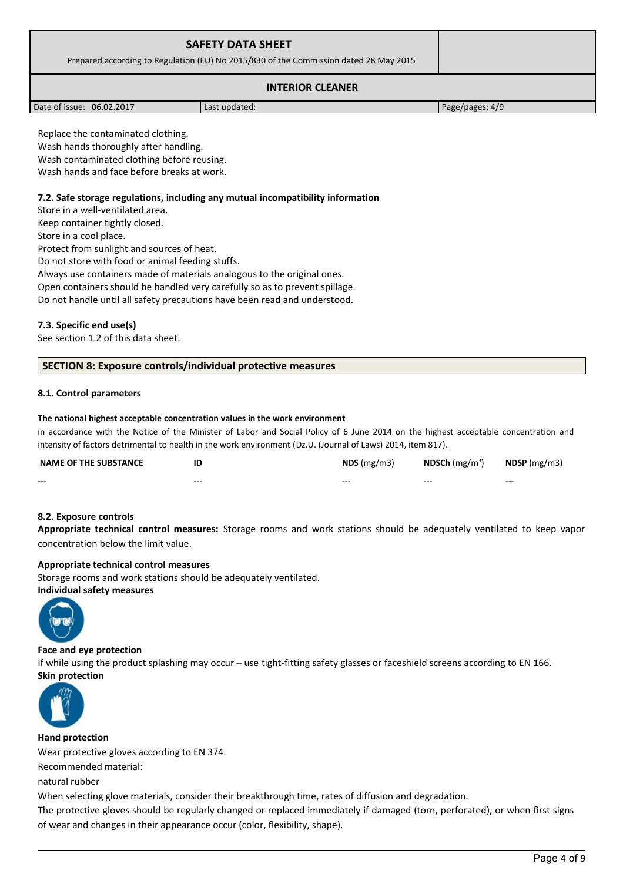Replace the contaminated clothing.
Wash hands thoroughly after handling.
Wash contaminated clothing before reusing.
Wash hands and face before breaks at work.

### 7.2. Safe storage regulations, including any mutual incompatibility information

Store in a well-ventilated area.
Keep container tightly closed.
Store in a cool place.
Protect from sunlight and sources of heat.
Do not store with food or animal feeding stuffs.
Always use containers made of materials analogous to the original ones.
Open containers should be handled very carefully so as to prevent spillage.
Do not handle until all safety precautions have been read and understood.

### 7.3. Specific end use(s)

See section 1.2 of this data sheet.

## SECTION 8: Exposure controls/individual protective measures

### 8.1. Control parameters

**The national highest acceptable concentration values in the work environment**

in accordance with the Notice of the Minister of Labor and Social Policy of 6 June 2014 on the highest acceptable concentration and intensity of factors detrimental to health in the work environment (Dz.U. (Journal of Laws) 2014, item 817).

| NAME OF THE SUBSTANCE | ID | NDS (mg/m3) | NDSCh (mg/m$^3$) | NDSP (mg/m3) |
|---|---|---|---|---|
| --- | --- | --- | --- | --- |

### 8.2. Exposure controls

**Appropriate technical control measures:** Storage rooms and work stations should be adequately ventilated to keep vapor concentration below the limit value.

**Appropriate technical control measures**

Storage rooms and work stations should be adequately ventilated.

**Individual safety measures**

**Face and eye protection**

If while using the product splashing may occur – use tight-fitting safety glasses or faceshield screens according to EN 166.

**Skin protection**

**Hand protection**

Wear protective gloves according to EN 374.

Recommended material:

natural rubber

When selecting glove materials, consider their breakthrough time, rates of diffusion and degradation.

The protective gloves should be regularly changed or replaced immediately if damaged (torn, perforated), or when first signs of wear and changes in their appearance occur (color, flexibility, shape).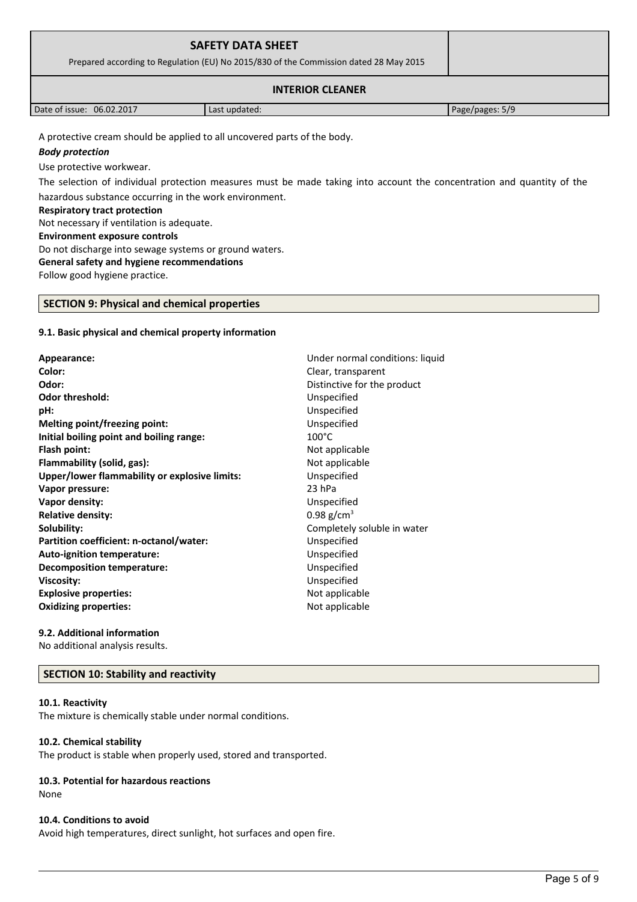A protective cream should be applied to all uncovered parts of the body.

***Body protection***

Use protective workwear.

The selection of individual protection measures must be made taking into account the concentration and quantity of the hazardous substance occurring in the work environment.

**Respiratory tract protection**

Not necessary if ventilation is adequate.

**Environment exposure controls**

Do not discharge into sewage systems or ground waters.

**General safety and hygiene recommendations**

Follow good hygiene practice.

## SECTION 9: Physical and chemical properties

### 9.1. Basic physical and chemical property information

| | |
|---|---|
| **Appearance:** | Under normal conditions: liquid |
| **Color:** | Clear, transparent |
| **Odor:** | Distinctive for the product |
| **Odor threshold:** | Unspecified |
| **pH:** | Unspecified |
| **Melting point/freezing point:** | Unspecified |
| **Initial boiling point and boiling range:** | 100°C |
| **Flash point:** | Not applicable |
| **Flammability (solid, gas):** | Not applicable |
| **Upper/lower flammability or explosive limits:** | Unspecified |
| **Vapor pressure:** | 23 hPa |
| **Vapor density:** | Unspecified |
| **Relative density:** | 0.98 g/cm$^3$ |
| **Solubility:** | Completely soluble in water |
| **Partition coefficient: n-octanol/water:** | Unspecified |
| **Auto-ignition temperature:** | Unspecified |
| **Decomposition temperature:** | Unspecified |
| **Viscosity:** | Unspecified |
| **Explosive properties:** | Not applicable |
| **Oxidizing properties:** | Not applicable |

### 9.2. Additional information

No additional analysis results.

## SECTION 10: Stability and reactivity

### 10.1. Reactivity

The mixture is chemically stable under normal conditions.

### 10.2. Chemical stability

The product is stable when properly used, stored and transported.

### 10.3. Potential for hazardous reactions

None

### 10.4. Conditions to avoid

Avoid high temperatures, direct sunlight, hot surfaces and open fire.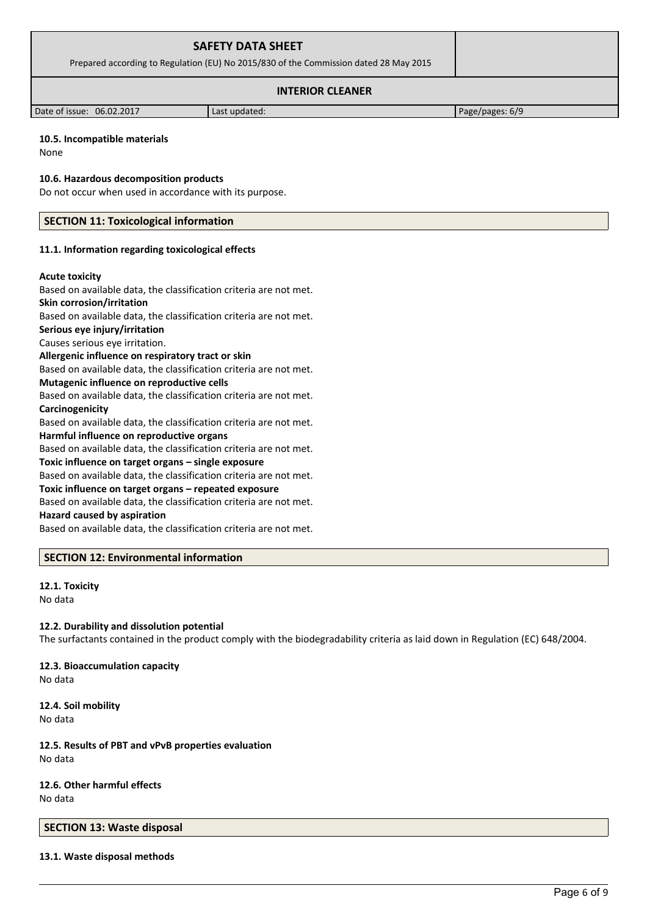**10.5. Incompatible materials**

None

**10.6. Hazardous decomposition products**

Do not occur when used in accordance with its purpose.

## SECTION 11: Toxicological information

**11.1. Information regarding toxicological effects**

**Acute toxicity**
Based on available data, the classification criteria are not met.
**Skin corrosion/irritation**
Based on available data, the classification criteria are not met.
**Serious eye injury/irritation**
Causes serious eye irritation.
**Allergenic influence on respiratory tract or skin**
Based on available data, the classification criteria are not met.
**Mutagenic influence on reproductive cells**
Based on available data, the classification criteria are not met.
**Carcinogenicity**
Based on available data, the classification criteria are not met.
**Harmful influence on reproductive organs**
Based on available data, the classification criteria are not met.
**Toxic influence on target organs – single exposure**
Based on available data, the classification criteria are not met.
**Toxic influence on target organs – repeated exposure**
Based on available data, the classification criteria are not met.
**Hazard caused by aspiration**
Based on available data, the classification criteria are not met.

## SECTION 12: Environmental information

**12.1. Toxicity**

No data

**12.2. Durability and dissolution potential**

The surfactants contained in the product comply with the biodegradability criteria as laid down in Regulation (EC) 648/2004.

**12.3. Bioaccumulation capacity**

No data

**12.4. Soil mobility**

No data

**12.5. Results of PBT and vPvB properties evaluation**

No data

**12.6. Other harmful effects**

No data

## SECTION 13: Waste disposal

**13.1. Waste disposal methods**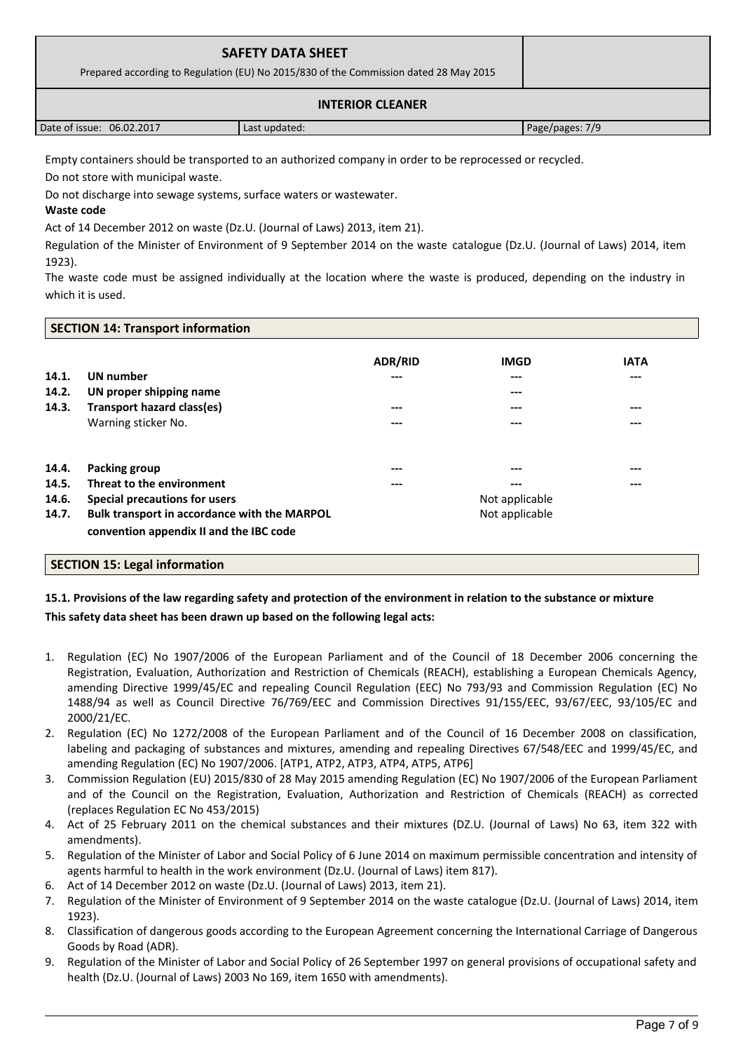Empty containers should be transported to an authorized company in order to be reprocessed or recycled.

Do not store with municipal waste.

Do not discharge into sewage systems, surface waters or wastewater.

**Waste code**

Act of 14 December 2012 on waste (Dz.U. (Journal of Laws) 2013, item 21).

Regulation of the Minister of Environment of 9 September 2014 on the waste catalogue (Dz.U. (Journal of Laws) 2014, item 1923).

The waste code must be assigned individually at the location where the waste is produced, depending on the industry in which it is used.

## SECTION 14: Transport information

| | | ADR/RID | IMGD | IATA |
|---|---|---|---|---|
| **14.1.** | **UN number** | --- | --- | --- |
| **14.2.** | **UN proper shipping name** | | --- | |
| **14.3.** | **Transport hazard class(es)** | --- | --- | --- |
| | Warning sticker No. | --- | --- | --- |
| **14.4.** | **Packing group** | --- | --- | --- |
| **14.5.** | **Threat to the environment** | --- | --- | --- |
| **14.6.** | **Special precautions for users** | | Not applicable | |
| **14.7.** | **Bulk transport in accordance with the MARPOL convention appendix II and the IBC code** | | Not applicable | |

## SECTION 15: Legal information

**15.1. Provisions of the law regarding safety and protection of the environment in relation to the substance or mixture**

**This safety data sheet has been drawn up based on the following legal acts:**

1. Regulation (EC) No 1907/2006 of the European Parliament and of the Council of 18 December 2006 concerning the Registration, Evaluation, Authorization and Restriction of Chemicals (REACH), establishing a European Chemicals Agency, amending Directive 1999/45/EC and repealing Council Regulation (EEC) No 793/93 and Commission Regulation (EC) No 1488/94 as well as Council Directive 76/769/EEC and Commission Directives 91/155/EEC, 93/67/EEC, 93/105/EC and 2000/21/EC.
2. Regulation (EC) No 1272/2008 of the European Parliament and of the Council of 16 December 2008 on classification, labeling and packaging of substances and mixtures, amending and repealing Directives 67/548/EEC and 1999/45/EC, and amending Regulation (EC) No 1907/2006. [ATP1, ATP2, ATP3, ATP4, ATP5, ATP6]
3. Commission Regulation (EU) 2015/830 of 28 May 2015 amending Regulation (EC) No 1907/2006 of the European Parliament and of the Council on the Registration, Evaluation, Authorization and Restriction of Chemicals (REACH) as corrected (replaces Regulation EC No 453/2015)
4. Act of 25 February 2011 on the chemical substances and their mixtures (DZ.U. (Journal of Laws) No 63, item 322 with amendments).
5. Regulation of the Minister of Labor and Social Policy of 6 June 2014 on maximum permissible concentration and intensity of agents harmful to health in the work environment (Dz.U. (Journal of Laws) item 817).
6. Act of 14 December 2012 on waste (Dz.U. (Journal of Laws) 2013, item 21).
7. Regulation of the Minister of Environment of 9 September 2014 on the waste catalogue (Dz.U. (Journal of Laws) 2014, item 1923).
8. Classification of dangerous goods according to the European Agreement concerning the International Carriage of Dangerous Goods by Road (ADR).
9. Regulation of the Minister of Labor and Social Policy of 26 September 1997 on general provisions of occupational safety and health (Dz.U. (Journal of Laws) 2003 No 169, item 1650 with amendments).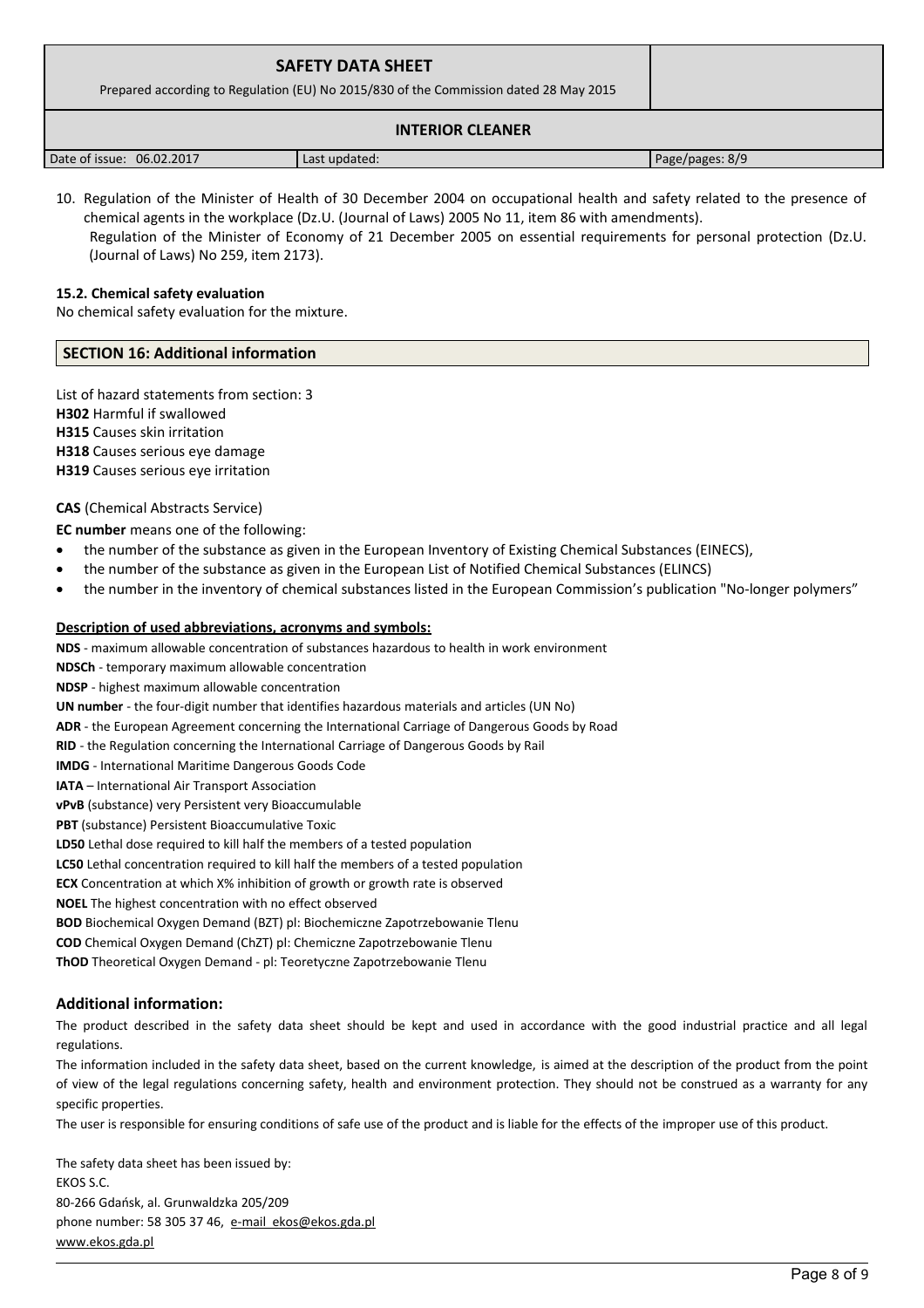10. Regulation of the Minister of Health of 30 December 2004 on occupational health and safety related to the presence of chemical agents in the workplace (Dz.U. (Journal of Laws) 2005 No 11, item 86 with amendments).
    Regulation of the Minister of Economy of 21 December 2005 on essential requirements for personal protection (Dz.U. (Journal of Laws) No 259, item 2173).

**15.2. Chemical safety evaluation**

No chemical safety evaluation for the mixture.

## SECTION 16: Additional information

List of hazard statements from section: 3

**H302** Harmful if swallowed

**H315** Causes skin irritation

**H318** Causes serious eye damage

**H319** Causes serious eye irritation

**CAS** (Chemical Abstracts Service)

**EC number** means one of the following:

- the number of the substance as given in the European Inventory of Existing Chemical Substances (EINECS),
- the number of the substance as given in the European List of Notified Chemical Substances (ELINCS)
- the number in the inventory of chemical substances listed in the European Commission's publication "No-longer polymers"

**Description of used abbreviations, acronyms and symbols:**

**NDS** - maximum allowable concentration of substances hazardous to health in work environment

**NDSCh** - temporary maximum allowable concentration

**NDSP** - highest maximum allowable concentration

**UN number** - the four-digit number that identifies hazardous materials and articles (UN No)

**ADR** - the European Agreement concerning the International Carriage of Dangerous Goods by Road

**RID** - the Regulation concerning the International Carriage of Dangerous Goods by Rail

**IMDG** - International Maritime Dangerous Goods Code

**IATA** – International Air Transport Association

**vPvB** (substance) very Persistent very Bioaccumulable

**PBT** (substance) Persistent Bioaccumulative Toxic

**LD50** Lethal dose required to kill half the members of a tested population

**LC50** Lethal concentration required to kill half the members of a tested population

**ECX** Concentration at which X% inhibition of growth or growth rate is observed

**NOEL** The highest concentration with no effect observed

**BOD** Biochemical Oxygen Demand (BZT) pl: Biochemiczne Zapotrzebowanie Tlenu

**COD** Chemical Oxygen Demand (ChZT) pl: Chemiczne Zapotrzebowanie Tlenu

**ThOD** Theoretical Oxygen Demand - pl: Teoretyczne Zapotrzebowanie Tlenu

### Additional information:

The product described in the safety data sheet should be kept and used in accordance with the good industrial practice and all legal regulations.

The information included in the safety data sheet, based on the current knowledge, is aimed at the description of the product from the point of view of the legal regulations concerning safety, health and environment protection. They should not be construed as a warranty for any specific properties.

The user is responsible for ensuring conditions of safe use of the product and is liable for the effects of the improper use of this product.

The safety data sheet has been issued by:
EKOS S.C.
80-266 Gdańsk, al. Grunwaldzka 205/209
phone number: 58 305 37 46, e-mail ekos@ekos.gda.pl
www.ekos.gda.pl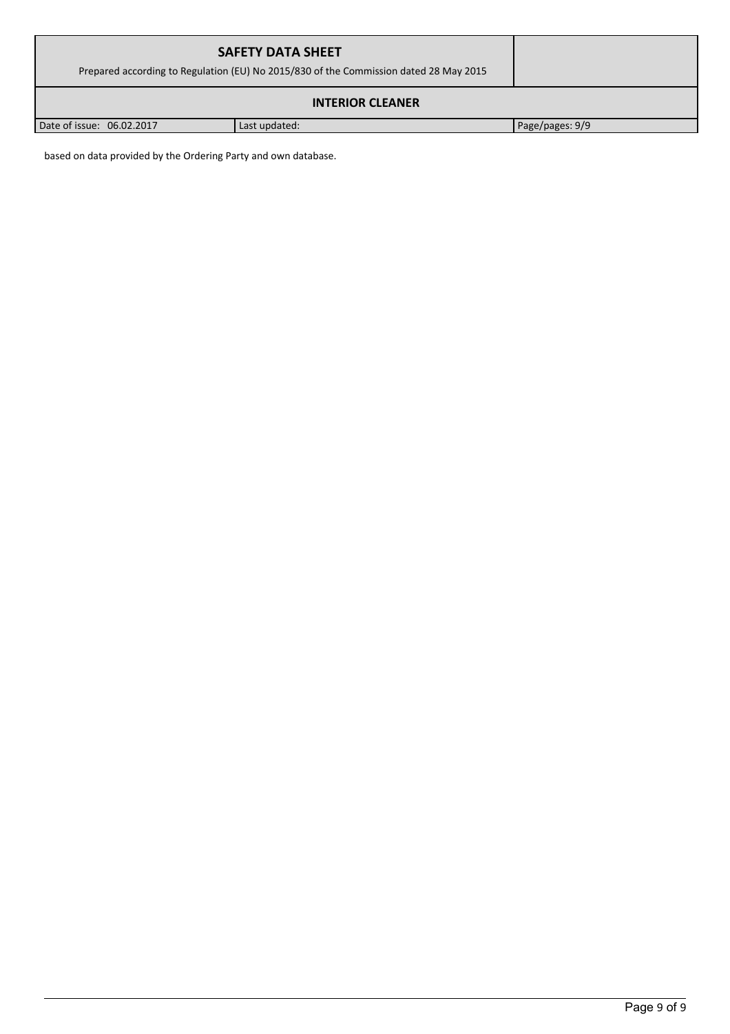based on data provided by the Ordering Party and own database.